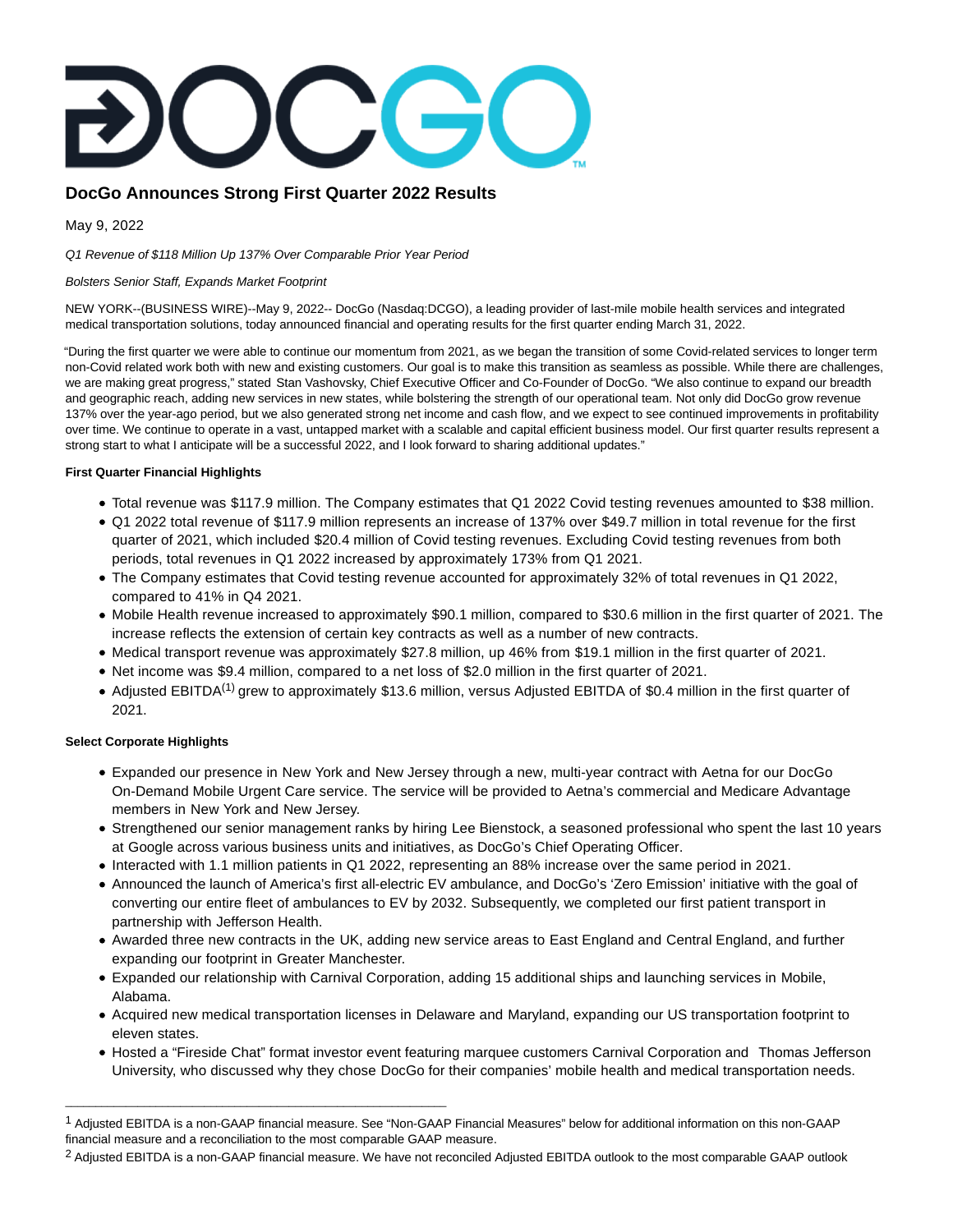# DocGo Announces Strong First Quarter 2022 Results

May 9, 2022

*Q1 Revenue of $118 Million Up 137% Over Comparable Prior Year Period*

*Bolsters Senior Staff, Expands Market Footprint*

NEW YORK--(BUSINESS WIRE)--May 9, 2022-- DocGo (Nasdaq:DCGO), a leading provider of last-mile mobile health services and integrated medical transportation solutions, today announced financial and operating results for the first quarter ending March 31, 2022.

"During the first quarter we were able to continue our momentum from 2021, as we began the transition of some Covid-related services to longer term non-Covid related work both with new and existing customers. Our goal is to make this transition as seamless as possible. While there are challenges, we are making great progress," stated Stan Vashovsky, Chief Executive Officer and Co-Founder of DocGo. "We also continue to expand our breadth and geographic reach, adding new services in new states, while bolstering the strength of our operational team. Not only did DocGo grow revenue 137% over the year-ago period, but we also generated strong net income and cash flow, and we expect to see continued improvements in profitability over time. We continue to operate in a vast, untapped market with a scalable and capital efficient business model. Our first quarter results represent a strong start to what I anticipate will be a successful 2022, and I look forward to sharing additional updates."

**First Quarter Financial Highlights**

- Total revenue was $117.9 million. The Company estimates that Q1 2022 Covid testing revenues amounted to $38 million.
- Q1 2022 total revenue of $117.9 million represents an increase of 137% over $49.7 million in total revenue for the first quarter of 2021, which included $20.4 million of Covid testing revenues. Excluding Covid testing revenues from both periods, total revenues in Q1 2022 increased by approximately 173% from Q1 2021.
- The Company estimates that Covid testing revenue accounted for approximately 32% of total revenues in Q1 2022, compared to 41% in Q4 2021.
- Mobile Health revenue increased to approximately $90.1 million, compared to $30.6 million in the first quarter of 2021. The increase reflects the extension of certain key contracts as well as a number of new contracts.
- Medical transport revenue was approximately $27.8 million, up 46% from $19.1 million in the first quarter of 2021.
- Net income was $9.4 million, compared to a net loss of $2.0 million in the first quarter of 2021.
- Adjusted EBITDA[(1)] grew to approximately $13.6 million, versus Adjusted EBITDA of $0.4 million in the first quarter of 2021.

**Select Corporate Highlights**

- Expanded our presence in New York and New Jersey through a new, multi-year contract with Aetna for our DocGo On-Demand Mobile Urgent Care service. The service will be provided to Aetna's commercial and Medicare Advantage members in New York and New Jersey.
- Strengthened our senior management ranks by hiring Lee Bienstock, a seasoned professional who spent the last 10 years at Google across various business units and initiatives, as DocGo's Chief Operating Officer.
- Interacted with 1.1 million patients in Q1 2022, representing an 88% increase over the same period in 2021.
- Announced the launch of America's first all-electric EV ambulance, and DocGo's 'Zero Emission' initiative with the goal of converting our entire fleet of ambulances to EV by 2032. Subsequently, we completed our first patient transport in partnership with Jefferson Health.
- Awarded three new contracts in the UK, adding new service areas to East England and Central England, and further expanding our footprint in Greater Manchester.
- Expanded our relationship with Carnival Corporation, adding 15 additional ships and launching services in Mobile, Alabama.
- Acquired new medical transportation licenses in Delaware and Maryland, expanding our US transportation footprint to eleven states.
- Hosted a "Fireside Chat" format investor event featuring marquee customers Carnival Corporation and Thomas Jefferson University, who discussed why they chose DocGo for their companies' mobile health and medical transportation needs.

---

[1] Adjusted EBITDA is a non-GAAP financial measure. See "Non-GAAP Financial Measures" below for additional information on this non-GAAP financial measure and a reconciliation to the most comparable GAAP measure.

[2] Adjusted EBITDA is a non-GAAP financial measure. We have not reconciled Adjusted EBITDA outlook to the most comparable GAAP outlook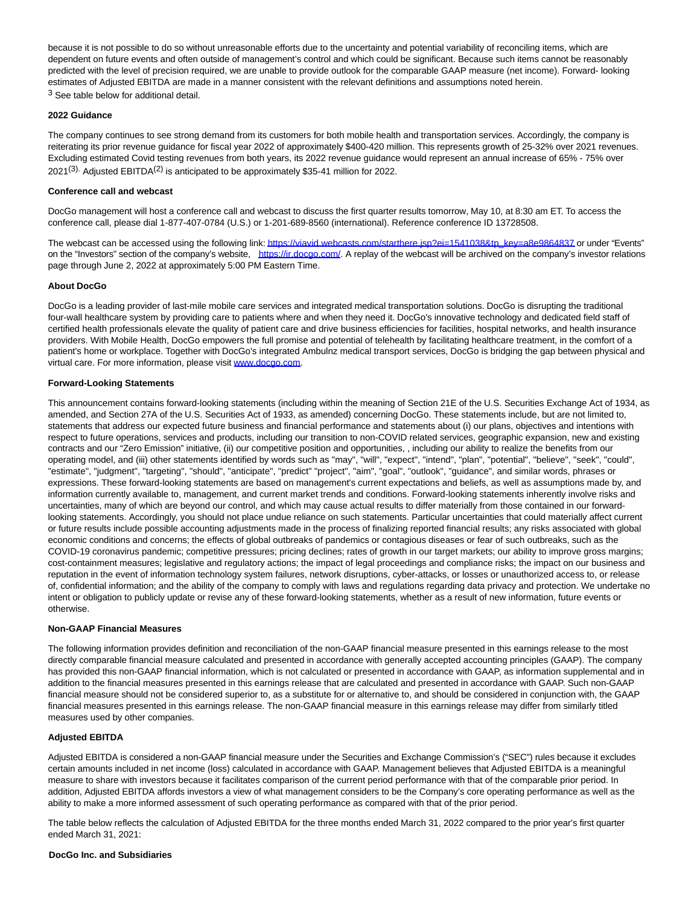because it is not possible to do so without unreasonable efforts due to the uncertainty and potential variability of reconciling items, which are dependent on future events and often outside of management's control and which could be significant. Because such items cannot be reasonably predicted with the level of precision required, we are unable to provide outlook for the comparable GAAP measure (net income). Forward- looking estimates of Adjusted EBITDA are made in a manner consistent with the relevant definitions and assumptions noted herein.

[3] See table below for additional detail.

**2022 Guidance**

The company continues to see strong demand from its customers for both mobile health and transportation services. Accordingly, the company is reiterating its prior revenue guidance for fiscal year 2022 of approximately $400-420 million. This represents growth of 25-32% over 2021 revenues. Excluding estimated Covid testing revenues from both years, its 2022 revenue guidance would represent an annual increase of 65% - 75% over 2021[(3)]. Adjusted EBITDA[(2)] is anticipated to be approximately $35-41 million for 2022.

**Conference call and webcast**

DocGo management will host a conference call and webcast to discuss the first quarter results tomorrow, May 10, at 8:30 am ET. To access the conference call, please dial 1-877-407-0784 (U.S.) or 1-201-689-8560 (international). Reference conference ID 13728508.

The webcast can be accessed using the following link: https://viavid.webcasts.com/starthere.jsp?ei=1541038&tp_key=a8e9864837 or under "Events" on the "Investors" section of the company's website, https://ir.docgo.com/. A replay of the webcast will be archived on the company's investor relations page through June 2, 2022 at approximately 5:00 PM Eastern Time.

**About DocGo**

DocGo is a leading provider of last-mile mobile care services and integrated medical transportation solutions. DocGo is disrupting the traditional four-wall healthcare system by providing care to patients where and when they need it. DocGo's innovative technology and dedicated field staff of certified health professionals elevate the quality of patient care and drive business efficiencies for facilities, hospital networks, and health insurance providers. With Mobile Health, DocGo empowers the full promise and potential of telehealth by facilitating healthcare treatment, in the comfort of a patient's home or workplace. Together with DocGo's integrated Ambulnz medical transport services, DocGo is bridging the gap between physical and virtual care. For more information, please visit www.docgo.com.

**Forward-Looking Statements**

This announcement contains forward-looking statements (including within the meaning of Section 21E of the U.S. Securities Exchange Act of 1934, as amended, and Section 27A of the U.S. Securities Act of 1933, as amended) concerning DocGo. These statements include, but are not limited to, statements that address our expected future business and financial performance and statements about (i) our plans, objectives and intentions with respect to future operations, services and products, including our transition to non-COVID related services, geographic expansion, new and existing contracts and our "Zero Emission" initiative, (ii) our competitive position and opportunities, , including our ability to realize the benefits from our operating model, and (iii) other statements identified by words such as "may", "will", "expect", "intend", "plan", "potential", "believe", "seek", "could", "estimate", "judgment", "targeting", "should", "anticipate", "predict" "project", "aim", "goal", "outlook", "guidance", and similar words, phrases or expressions. These forward-looking statements are based on management's current expectations and beliefs, as well as assumptions made by, and information currently available to, management, and current market trends and conditions. Forward-looking statements inherently involve risks and uncertainties, many of which are beyond our control, and which may cause actual results to differ materially from those contained in our forward-looking statements. Accordingly, you should not place undue reliance on such statements. Particular uncertainties that could materially affect current or future results include possible accounting adjustments made in the process of finalizing reported financial results; any risks associated with global economic conditions and concerns; the effects of global outbreaks of pandemics or contagious diseases or fear of such outbreaks, such as the COVID-19 coronavirus pandemic; competitive pressures; pricing declines; rates of growth in our target markets; our ability to improve gross margins; cost-containment measures; legislative and regulatory actions; the impact of legal proceedings and compliance risks; the impact on our business and reputation in the event of information technology system failures, network disruptions, cyber-attacks, or losses or unauthorized access to, or release of, confidential information; and the ability of the company to comply with laws and regulations regarding data privacy and protection. We undertake no intent or obligation to publicly update or revise any of these forward-looking statements, whether as a result of new information, future events or otherwise.

**Non-GAAP Financial Measures**

The following information provides definition and reconciliation of the non-GAAP financial measure presented in this earnings release to the most directly comparable financial measure calculated and presented in accordance with generally accepted accounting principles (GAAP). The company has provided this non-GAAP financial information, which is not calculated or presented in accordance with GAAP, as information supplemental and in addition to the financial measures presented in this earnings release that are calculated and presented in accordance with GAAP. Such non-GAAP financial measure should not be considered superior to, as a substitute for or alternative to, and should be considered in conjunction with, the GAAP financial measures presented in this earnings release. The non-GAAP financial measure in this earnings release may differ from similarly titled measures used by other companies.

**Adjusted EBITDA**

Adjusted EBITDA is considered a non-GAAP financial measure under the Securities and Exchange Commission's ("SEC") rules because it excludes certain amounts included in net income (loss) calculated in accordance with GAAP. Management believes that Adjusted EBITDA is a meaningful measure to share with investors because it facilitates comparison of the current period performance with that of the comparable prior period. In addition, Adjusted EBITDA affords investors a view of what management considers to be the Company's core operating performance as well as the ability to make a more informed assessment of such operating performance as compared with that of the prior period.

The table below reflects the calculation of Adjusted EBITDA for the three months ended March 31, 2022 compared to the prior year's first quarter ended March 31, 2021:

**DocGo Inc. and Subsidiaries**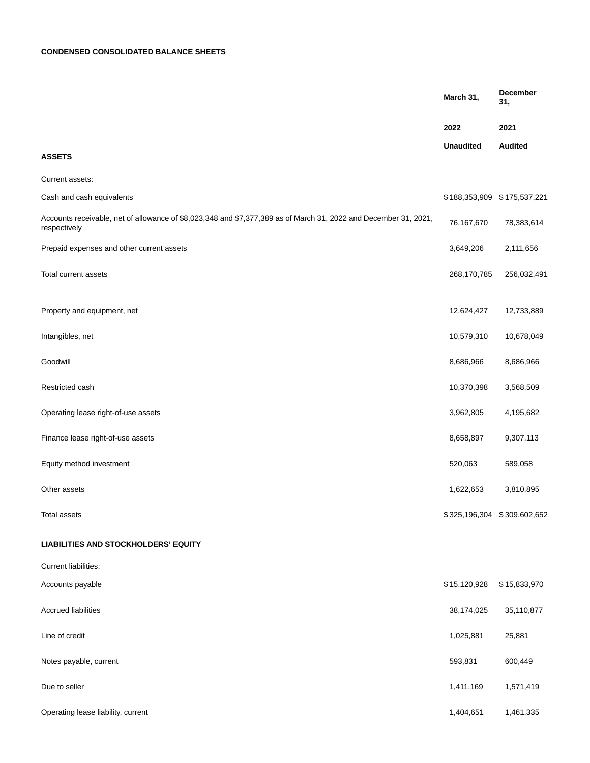**CONDENSED CONSOLIDATED BALANCE SHEETS**

| | March 31, | December 31, |
|---|---|---|
| | 2022 | 2021 |
| | Unaudited | Audited |
| **ASSETS** | | |
| Current assets: | | |
| Cash and cash equivalents | $188,353,909 | $175,537,221 |
| Accounts receivable, net of allowance of $8,023,348 and $7,377,389 as of March 31, 2022 and December 31, 2021, respectively | 76,167,670 | 78,383,614 |
| Prepaid expenses and other current assets | 3,649,206 | 2,111,656 |
| Total current assets | 268,170,785 | 256,032,491 |
| | | |
| Property and equipment, net | 12,624,427 | 12,733,889 |
| Intangibles, net | 10,579,310 | 10,678,049 |
| Goodwill | 8,686,966 | 8,686,966 |
| Restricted cash | 10,370,398 | 3,568,509 |
| Operating lease right-of-use assets | 3,962,805 | 4,195,682 |
| Finance lease right-of-use assets | 8,658,897 | 9,307,113 |
| Equity method investment | 520,063 | 589,058 |
| Other assets | 1,622,653 | 3,810,895 |
| Total assets | $325,196,304 | $309,602,652 |
| | | |
| **LIABILITIES AND STOCKHOLDERS' EQUITY** | | |
| Current liabilities: | | |
| Accounts payable | $15,120,928 | $15,833,970 |
| Accrued liabilities | 38,174,025 | 35,110,877 |
| Line of credit | 1,025,881 | 25,881 |
| Notes payable, current | 593,831 | 600,449 |
| Due to seller | 1,411,169 | 1,571,419 |
| Operating lease liability, current | 1,404,651 | 1,461,335 |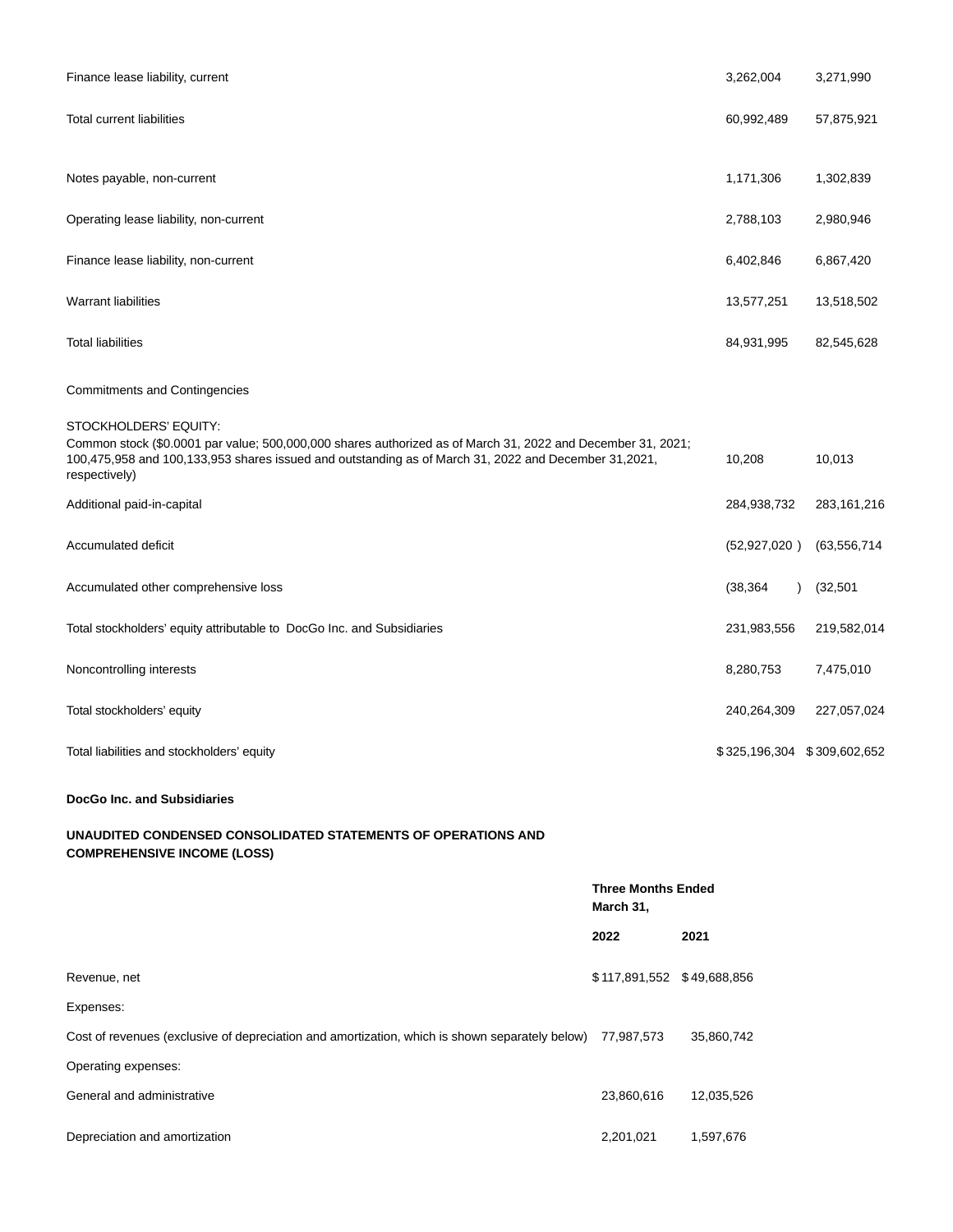| | | |
|---|---|---|
| Finance lease liability, current | 3,262,004 | 3,271,990 |
| Total current liabilities | 60,992,489 | 57,875,921 |
| Notes payable, non-current | 1,171,306 | 1,302,839 |
| Operating lease liability, non-current | 2,788,103 | 2,980,946 |
| Finance lease liability, non-current | 6,402,846 | 6,867,420 |
| Warrant liabilities | 13,577,251 | 13,518,502 |
| Total liabilities | 84,931,995 | 82,545,628 |
| Commitments and Contingencies | | |
| STOCKHOLDERS' EQUITY: | | |
| Common stock ($0.0001 par value; 500,000,000 shares authorized as of March 31, 2022 and December 31, 2021; 100,475,958 and 100,133,953 shares issued and outstanding as of March 31, 2022 and December 31,2021, respectively) | 10,208 | 10,013 |
| Additional paid-in-capital | 284,938,732 | 283,161,216 |
| Accumulated deficit | (52,927,020 ) | (63,556,714 |
| Accumulated other comprehensive loss | (38,364 ) | (32,501 |
| Total stockholders' equity attributable to DocGo Inc. and Subsidiaries | 231,983,556 | 219,582,014 |
| Noncontrolling interests | 8,280,753 | 7,475,010 |
| Total stockholders' equity | 240,264,309 | 227,057,024 |
| Total liabilities and stockholders' equity | $325,196,304 | $309,602,652 |

**DocGo Inc. and Subsidiaries**

**UNAUDITED CONDENSED CONSOLIDATED STATEMENTS OF OPERATIONS AND COMPREHENSIVE INCOME (LOSS)**

| | **Three Months Ended March 31,** | |
|---|---|---|
| | **2022** | **2021** |
| Revenue, net | $117,891,552 | $49,688,856 |
| Expenses: | | |
| Cost of revenues (exclusive of depreciation and amortization, which is shown separately below) | 77,987,573 | 35,860,742 |
| Operating expenses: | | |
| General and administrative | 23,860,616 | 12,035,526 |
| Depreciation and amortization | 2,201,021 | 1,597,676 |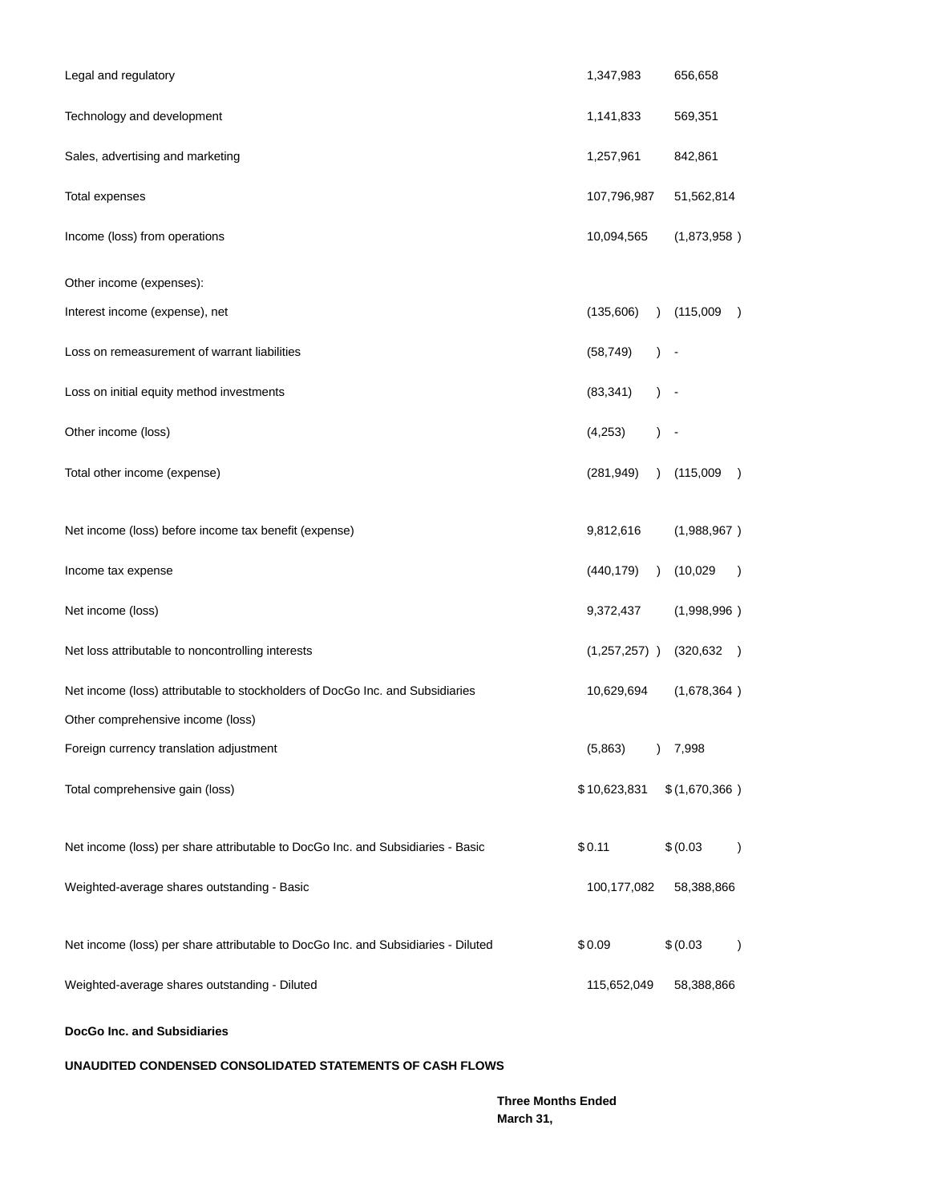| | | |
|---|---|---|
| Legal and regulatory | 1,347,983 | 656,658 |
| Technology and development | 1,141,833 | 569,351 |
| Sales, advertising and marketing | 1,257,961 | 842,861 |
| Total expenses | 107,796,987 | 51,562,814 |
| Income (loss) from operations | 10,094,565 | (1,873,958 ) |
| Other income (expenses): | | |
| Interest income (expense), net | (135,606) ) | (115,009 ) |
| Loss on remeasurement of warrant liabilities | (58,749) ) | - |
| Loss on initial equity method investments | (83,341) ) | - |
| Other income (loss) | (4,253) ) | - |
| Total other income (expense) | (281,949) ) | (115,009 ) |
| Net income (loss) before income tax benefit (expense) | 9,812,616 | (1,988,967 ) |
| Income tax expense | (440,179) ) | (10,029 ) |
| Net income (loss) | 9,372,437 | (1,998,996 ) |
| Net loss attributable to noncontrolling interests | (1,257,257) ) | (320,632 ) |
| Net income (loss) attributable to stockholders of DocGo Inc. and Subsidiaries | 10,629,694 | (1,678,364 ) |
| Other comprehensive income (loss) | | |
| Foreign currency translation adjustment | (5,863) ) | 7,998 |
| Total comprehensive gain (loss) | $ 10,623,831 | $ (1,670,366 ) |
| Net income (loss) per share attributable to DocGo Inc. and Subsidiaries - Basic | $ 0.11 | $ (0.03 ) |
| Weighted-average shares outstanding - Basic | 100,177,082 | 58,388,866 |
| Net income (loss) per share attributable to DocGo Inc. and Subsidiaries - Diluted | $ 0.09 | $ (0.03 ) |
| Weighted-average shares outstanding - Diluted | 115,652,049 | 58,388,866 |

**DocGo Inc. and Subsidiaries**

**UNAUDITED CONDENSED CONSOLIDATED STATEMENTS OF CASH FLOWS**

**Three Months Ended March 31,**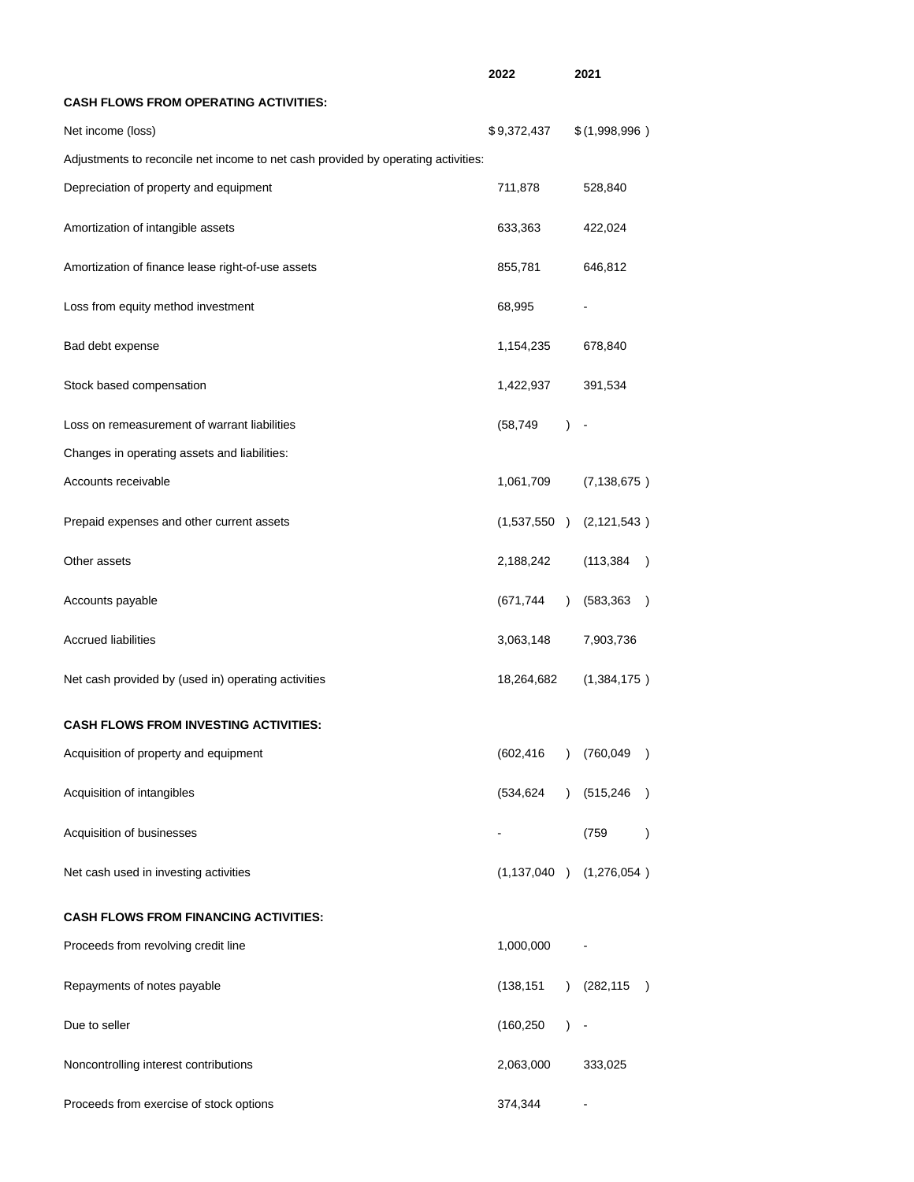| | 2022 | 2021 |
|---|---|---|
| **CASH FLOWS FROM OPERATING ACTIVITIES:** | | |
| Net income (loss) | $9,372,437 | $(1,998,996) |
| Adjustments to reconcile net income to net cash provided by operating activities: | | |
| Depreciation of property and equipment | 711,878 | 528,840 |
| Amortization of intangible assets | 633,363 | 422,024 |
| Amortization of finance lease right-of-use assets | 855,781 | 646,812 |
| Loss from equity method investment | 68,995 | - |
| Bad debt expense | 1,154,235 | 678,840 |
| Stock based compensation | 1,422,937 | 391,534 |
| Loss on remeasurement of warrant liabilities | (58,749) | - |
| Changes in operating assets and liabilities: | | |
| Accounts receivable | 1,061,709 | (7,138,675) |
| Prepaid expenses and other current assets | (1,537,550) | (2,121,543) |
| Other assets | 2,188,242 | (113,384) |
| Accounts payable | (671,744) | (583,363) |
| Accrued liabilities | 3,063,148 | 7,903,736 |
| Net cash provided by (used in) operating activities | 18,264,682 | (1,384,175) |
| **CASH FLOWS FROM INVESTING ACTIVITIES:** | | |
| Acquisition of property and equipment | (602,416) | (760,049) |
| Acquisition of intangibles | (534,624) | (515,246) |
| Acquisition of businesses | - | (759) |
| Net cash used in investing activities | (1,137,040) | (1,276,054) |
| **CASH FLOWS FROM FINANCING ACTIVITIES:** | | |
| Proceeds from revolving credit line | 1,000,000 | - |
| Repayments of notes payable | (138,151) | (282,115) |
| Due to seller | (160,250) | - |
| Noncontrolling interest contributions | 2,063,000 | 333,025 |
| Proceeds from exercise of stock options | 374,344 | - |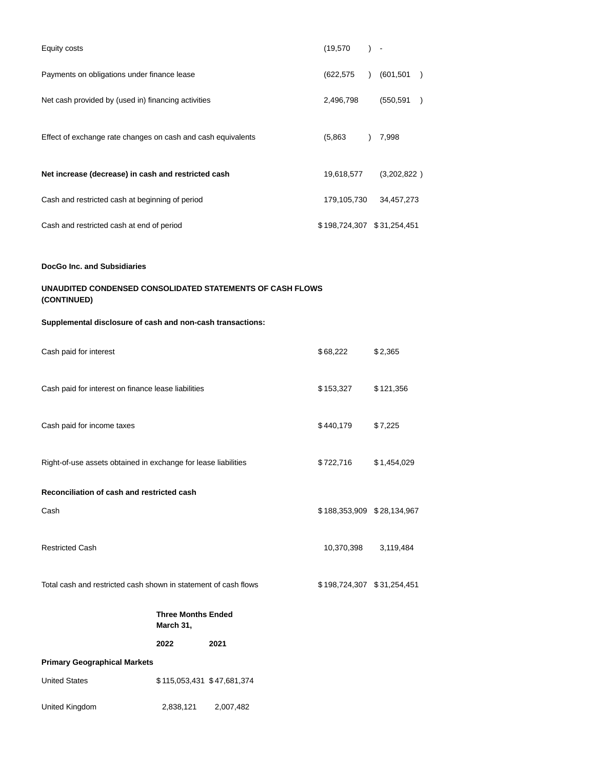| | | |
|---|---|---|
| Equity costs | (19,570 ) | - |
| Payments on obligations under finance lease | (622,575 ) | (601,501 ) |
| Net cash provided by (used in) financing activities | 2,496,798 | (550,591 ) |
| Effect of exchange rate changes on cash and cash equivalents | (5,863 ) | 7,998 |
| **Net increase (decrease) in cash and restricted cash** | 19,618,577 | (3,202,822 ) |
| Cash and restricted cash at beginning of period | 179,105,730 | 34,457,273 |
| Cash and restricted cash at end of period | $ 198,724,307 | $ 31,254,451 |

**DocGo Inc. and Subsidiaries**

**UNAUDITED CONDENSED CONSOLIDATED STATEMENTS OF CASH FLOWS (CONTINUED)**

**Supplemental disclosure of cash and non-cash transactions:**

| | | |
|---|---|---|
| Cash paid for interest | $ 68,222 | $ 2,365 |
| Cash paid for interest on finance lease liabilities | $ 153,327 | $ 121,356 |
| Cash paid for income taxes | $ 440,179 | $ 7,225 |
| Right-of-use assets obtained in exchange for lease liabilities | $ 722,716 | $ 1,454,029 |
| **Reconciliation of cash and restricted cash** | | |
| Cash | $ 188,353,909 | $ 28,134,967 |
| Restricted Cash | 10,370,398 | 3,119,484 |
| Total cash and restricted cash shown in statement of cash flows | $ 198,724,307 | $ 31,254,451 |

| | **Three Months Ended March 31,** | |
|---|---|---|
| | **2022** | **2021** |
| **Primary Geographical Markets** | | |
| United States | $ 115,053,431 | $ 47,681,374 |
| United Kingdom | 2,838,121 | 2,007,482 |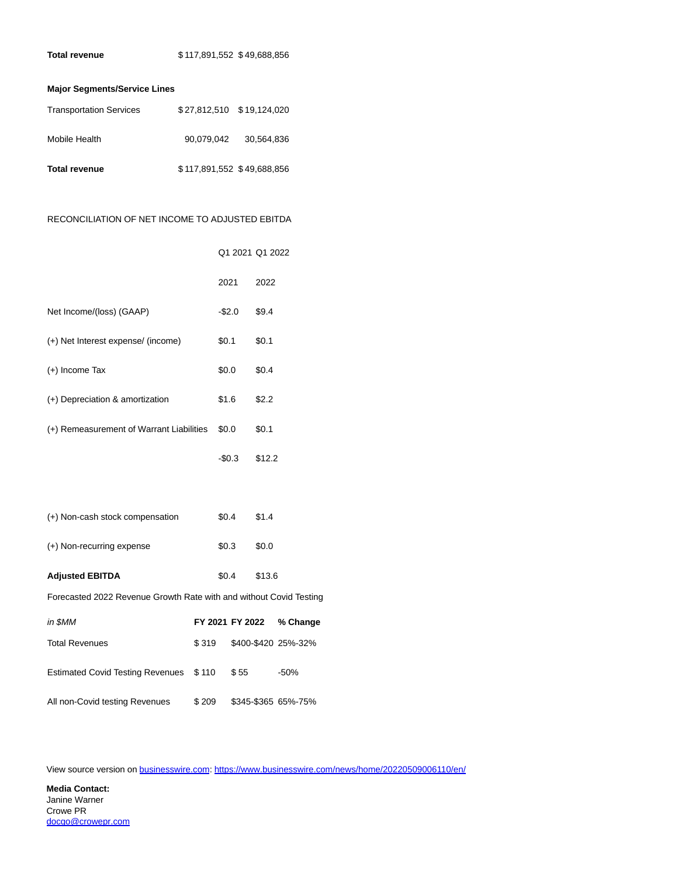| | | |
|---|---|---|
| **Total revenue** | $117,891,552 | $49,688,856 |

| **Major Segments/Service Lines** | | |
|---|---|---|
| Transportation Services | $27,812,510 | $19,124,020 |
| Mobile Health | 90,079,042 | 30,564,836 |
| **Total revenue** | $117,891,552 | $49,688,856 |

RECONCILIATION OF NET INCOME TO ADJUSTED EBITDA

| | Q1 2021 | Q1 2022 |
|---|---|---|
| | 2021 | 2022 |
| Net Income/(loss) (GAAP) | -$2.0 | $9.4 |
| (+) Net Interest expense/ (income) | $0.1 | $0.1 |
| (+) Income Tax | $0.0 | $0.4 |
| (+) Depreciation & amortization | $1.6 | $2.2 |
| (+) Remeasurement of Warrant Liabilities | $0.0 | $0.1 |
| | -$0.3 | $12.2 |
| | | |
| (+) Non-cash stock compensation | $0.4 | $1.4 |
| (+) Non-recurring expense | $0.3 | $0.0 |
| **Adjusted EBITDA** | $0.4 | $13.6 |

Forecasted 2022 Revenue Growth Rate with and without Covid Testing

| *in $MM* | **FY 2021** | **FY 2022** | **% Change** |
|---|---|---|---|
| Total Revenues | $ 319 | $400-$420 | 25%-32% |
| Estimated Covid Testing Revenues | $ 110 | $ 55 | -50% |
| All non-Covid testing Revenues | $ 209 | $345-$365 | 65%-75% |

View source version on businesswire.com: https://www.businesswire.com/news/home/20220509006110/en/

**Media Contact:**
Janine Warner
Crowe PR
docgo@crowepr.com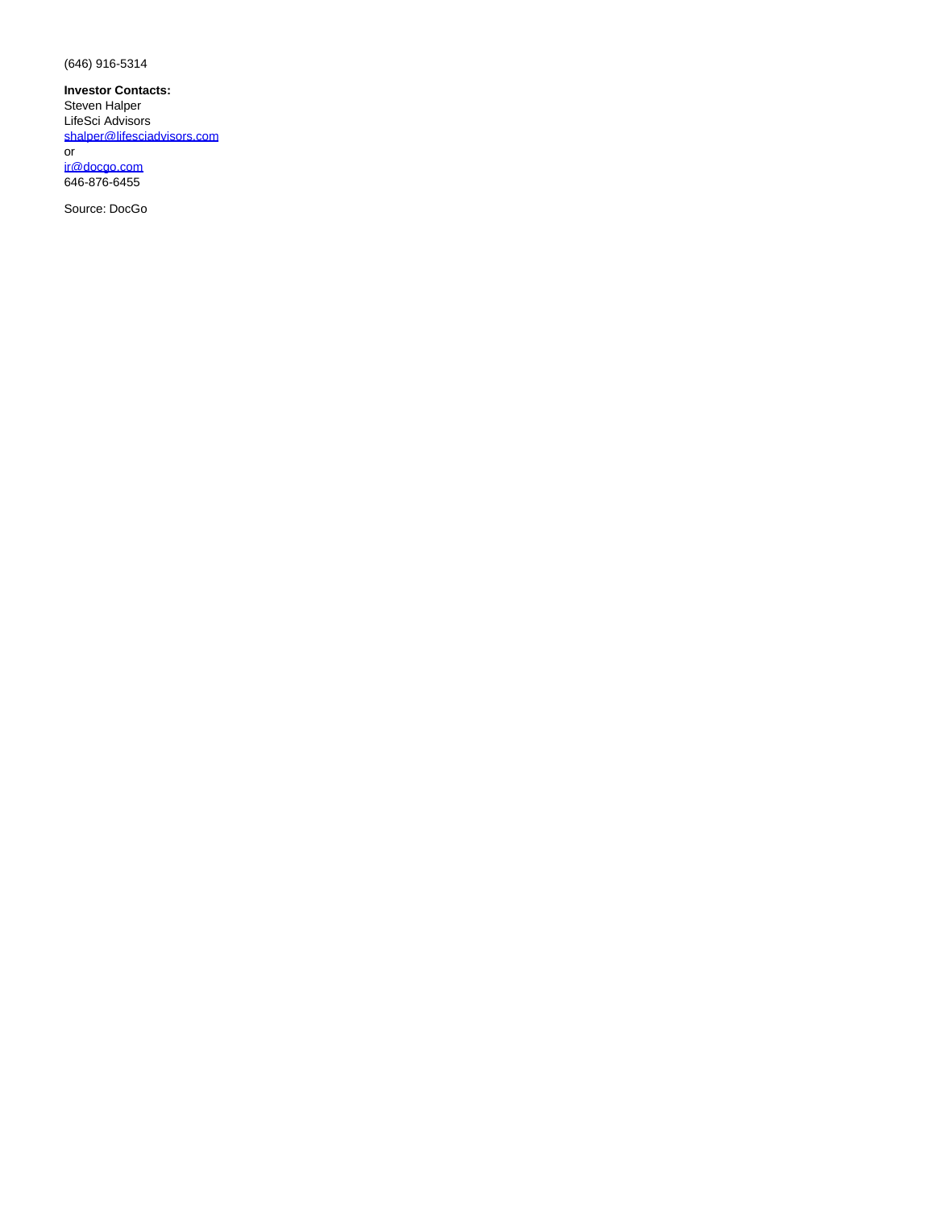(646) 916-5314

**Investor Contacts:**
Steven Halper
LifeSci Advisors
shalper@lifesciadvisors.com
or
ir@docgo.com
646-876-6455

Source: DocGo